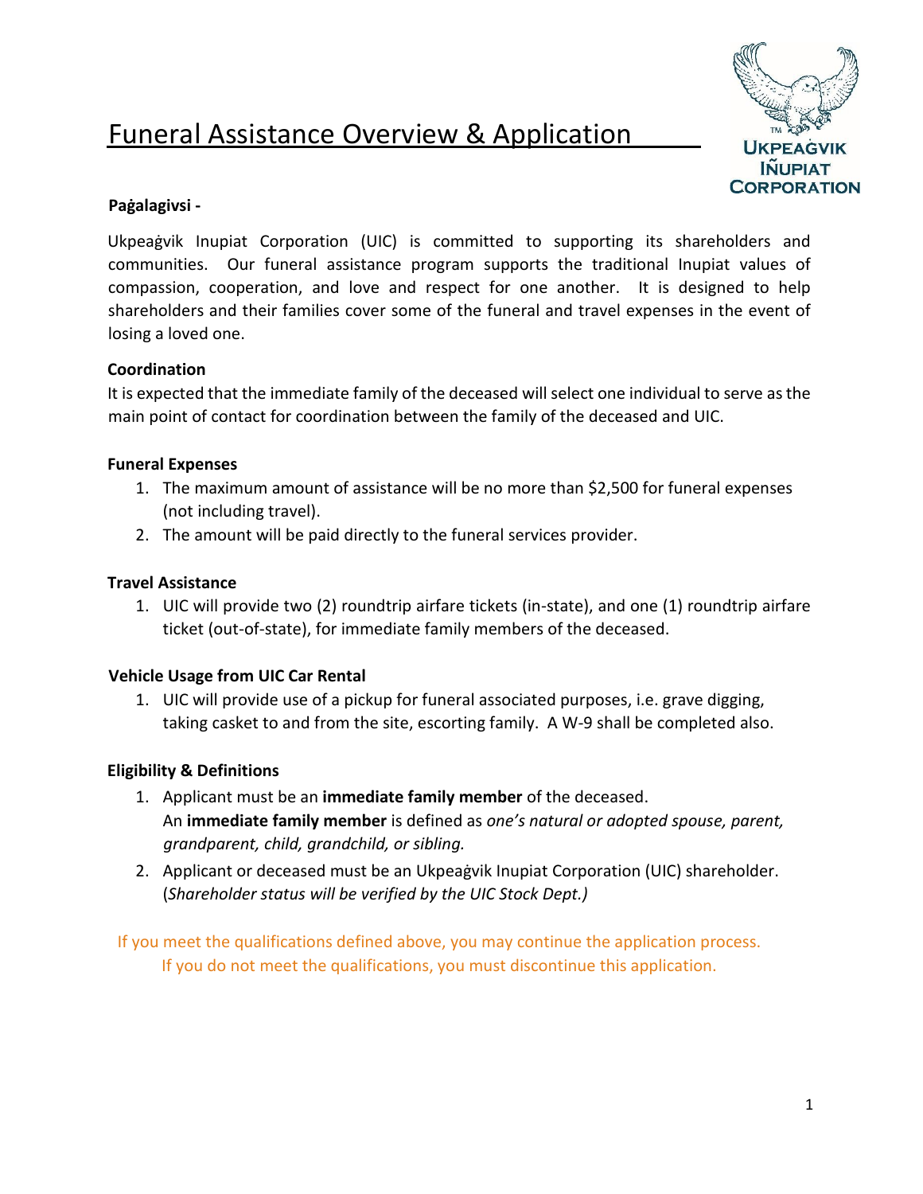# Funeral Assistance Overview & Application

UKPEAĠVIK IÑUPIAT CORPORATION

**Paġalagivsi -**

Ukpeaġvik Inupiat Corporation (UIC) is committed to supporting its shareholders and communities. Our funeral assistance program supports the traditional Inupiat values of compassion, cooperation, and love and respect for one another. It is designed to help shareholders and their families cover some of the funeral and travel expenses in the event of losing a loved one.

**Coordination**

It is expected that the immediate family of the deceased will select one individual to serve as the main point of contact for coordination between the family of the deceased and UIC.

**Funeral Expenses**

1. The maximum amount of assistance will be no more than $2,500 for funeral expenses (not including travel).
2. The amount will be paid directly to the funeral services provider.

**Travel Assistance**

1. UIC will provide two (2) roundtrip airfare tickets (in-state), and one (1) roundtrip airfare ticket (out-of-state), for immediate family members of the deceased.

**Vehicle Usage from UIC Car Rental**

1. UIC will provide use of a pickup for funeral associated purposes, i.e. grave digging, taking casket to and from the site, escorting family. A W-9 shall be completed also.

**Eligibility & Definitions**

1. Applicant must be an **immediate family member** of the deceased. An **immediate family member** is defined as *one's natural or adopted spouse, parent, grandparent, child, grandchild, or sibling.*
2. Applicant or deceased must be an Ukpeaġvik Inupiat Corporation (UIC) shareholder. (*Shareholder status will be verified by the UIC Stock Dept.)*

If you meet the qualifications defined above, you may continue the application process.
If you do not meet the qualifications, you must discontinue this application.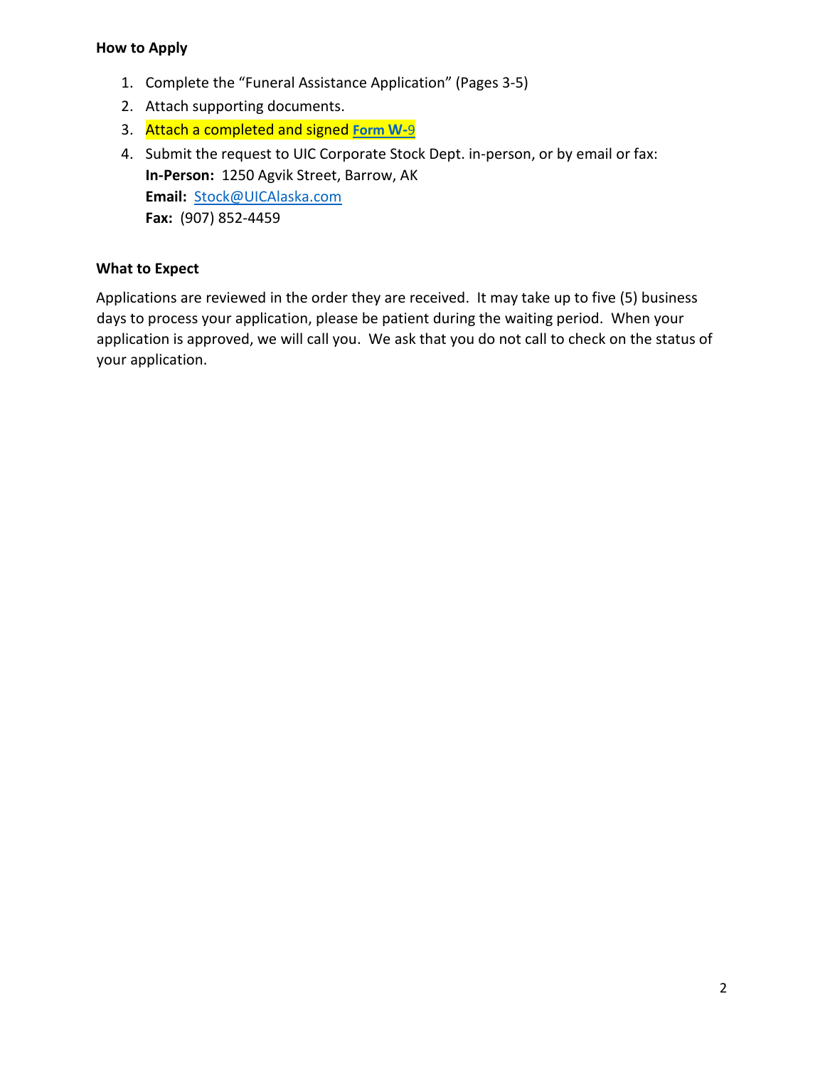**How to Apply**

1. Complete the "Funeral Assistance Application" (Pages 3-5)
2. Attach supporting documents.
3. Attach a completed and signed **Form W-**9
4. Submit the request to UIC Corporate Stock Dept. in-person, or by email or fax:
   **In-Person:** 1250 Agvik Street, Barrow, AK
   **Email:** Stock@UICAlaska.com
   **Fax:** (907) 852-4459

**What to Expect**

Applications are reviewed in the order they are received. It may take up to five (5) business days to process your application, please be patient during the waiting period. When your application is approved, we will call you. We ask that you do not call to check on the status of your application.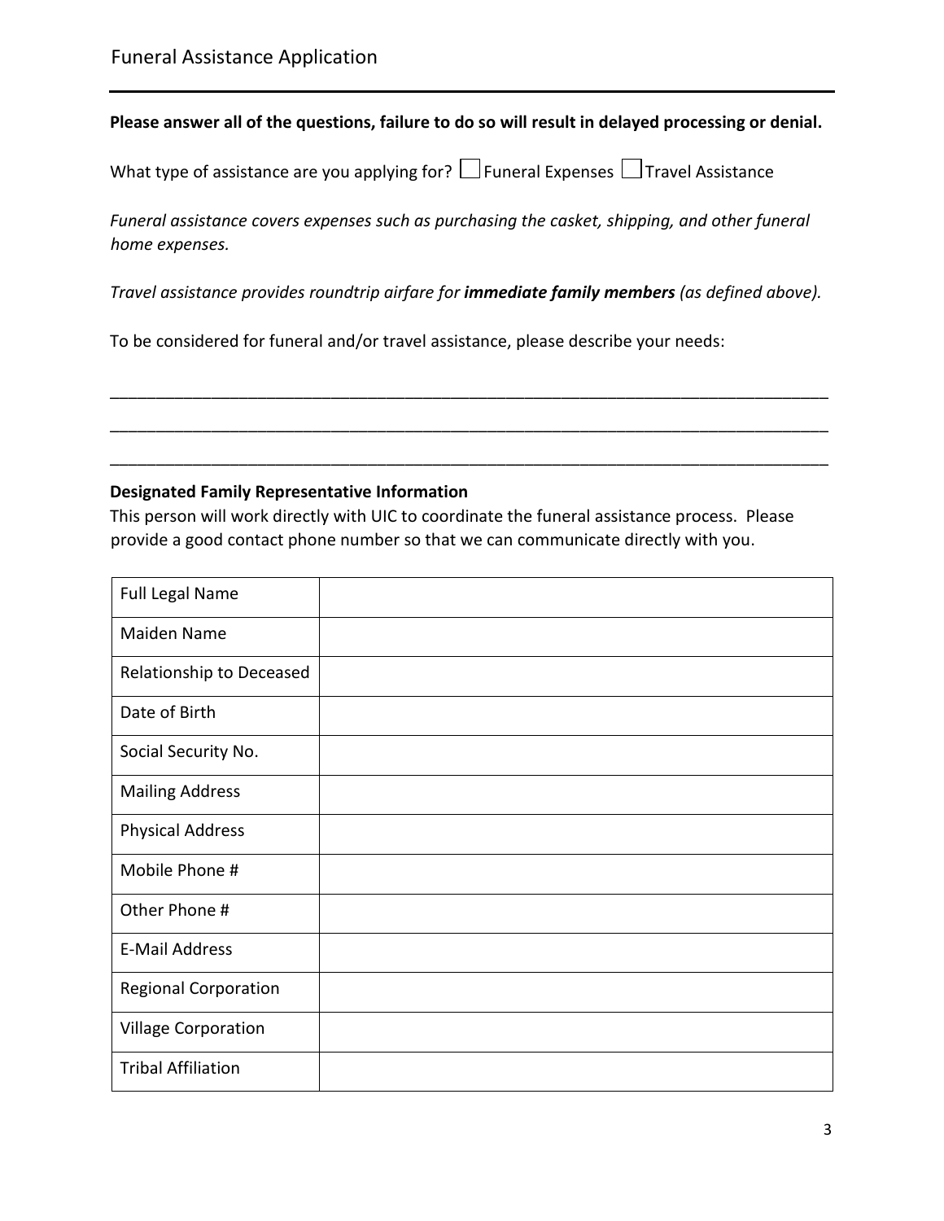**Please answer all of the questions, failure to do so will result in delayed processing or denial.**

What type of assistance are you applying for? ☐ Funeral Expenses ☐ Travel Assistance

*Funeral assistance covers expenses such as purchasing the casket, shipping, and other funeral home expenses.*

*Travel assistance provides roundtrip airfare for* ***immediate family members*** *(as defined above).*

To be considered for funeral and/or travel assistance, please describe your needs:

______________________________________________________________________________

______________________________________________________________________________

______________________________________________________________________________

**Designated Family Representative Information**

This person will work directly with UIC to coordinate the funeral assistance process. Please provide a good contact phone number so that we can communicate directly with you.

| | |
|---|---|
| Full Legal Name | |
| Maiden Name | |
| Relationship to Deceased | |
| Date of Birth | |
| Social Security No. | |
| Mailing Address | |
| Physical Address | |
| Mobile Phone # | |
| Other Phone # | |
| E-Mail Address | |
| Regional Corporation | |
| Village Corporation | |
| Tribal Affiliation | |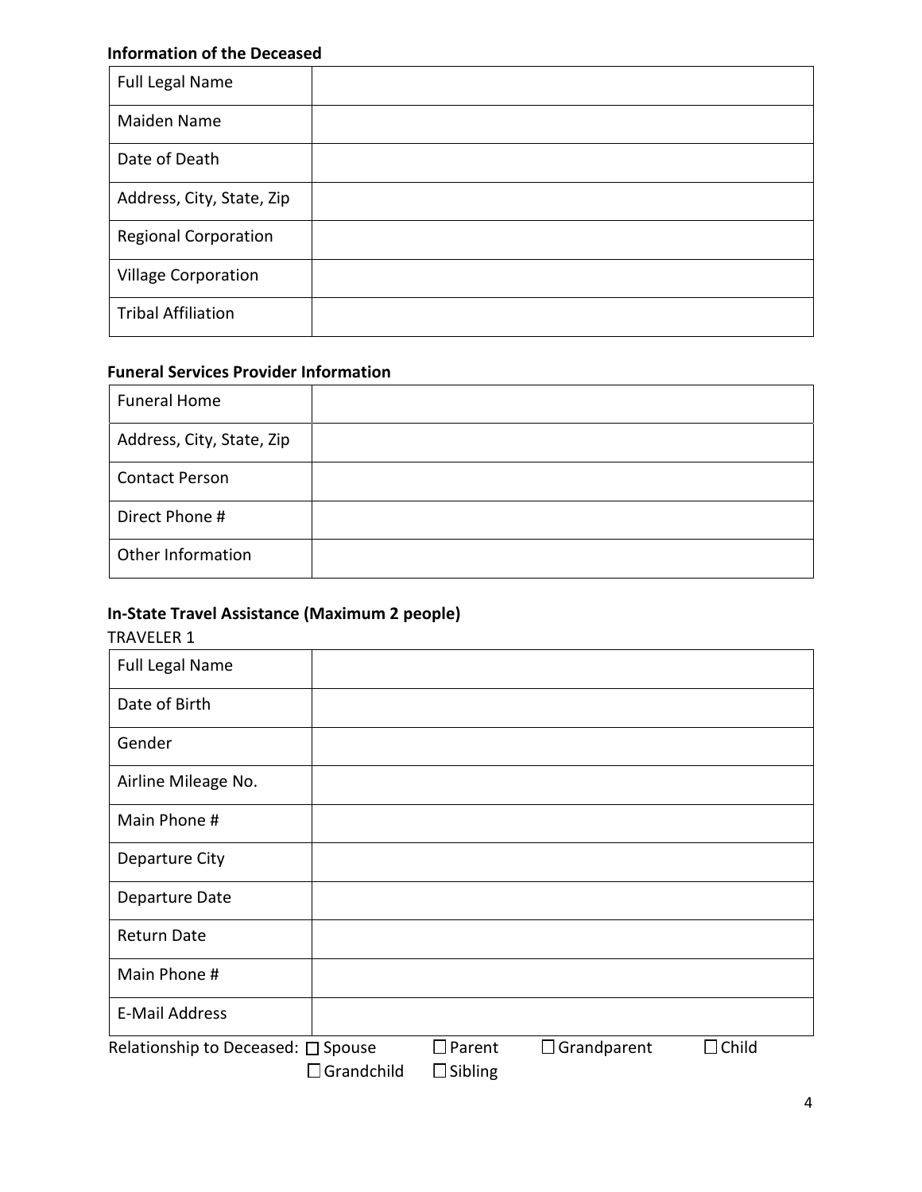**Information of the Deceased**

| | |
|---|---|
| Full Legal Name | |
| Maiden Name | |
| Date of Death | |
| Address, City, State, Zip | |
| Regional Corporation | |
| Village Corporation | |
| Tribal Affiliation | |

**Funeral Services Provider Information**

| | |
|---|---|
| Funeral Home | |
| Address, City, State, Zip | |
| Contact Person | |
| Direct Phone # | |
| Other Information | |

**In-State Travel Assistance (Maximum 2 people)**

TRAVELER 1

| | |
|---|---|
| Full Legal Name | |
| Date of Birth | |
| Gender | |
| Airline Mileage No. | |
| Main Phone # | |
| Departure City | |
| Departure Date | |
| Return Date | |
| Main Phone # | |
| E-Mail Address | |

Relationship to Deceased: ☐ Spouse ☐ Parent ☐ Grandparent ☐ Child ☐ Grandchild ☐ Sibling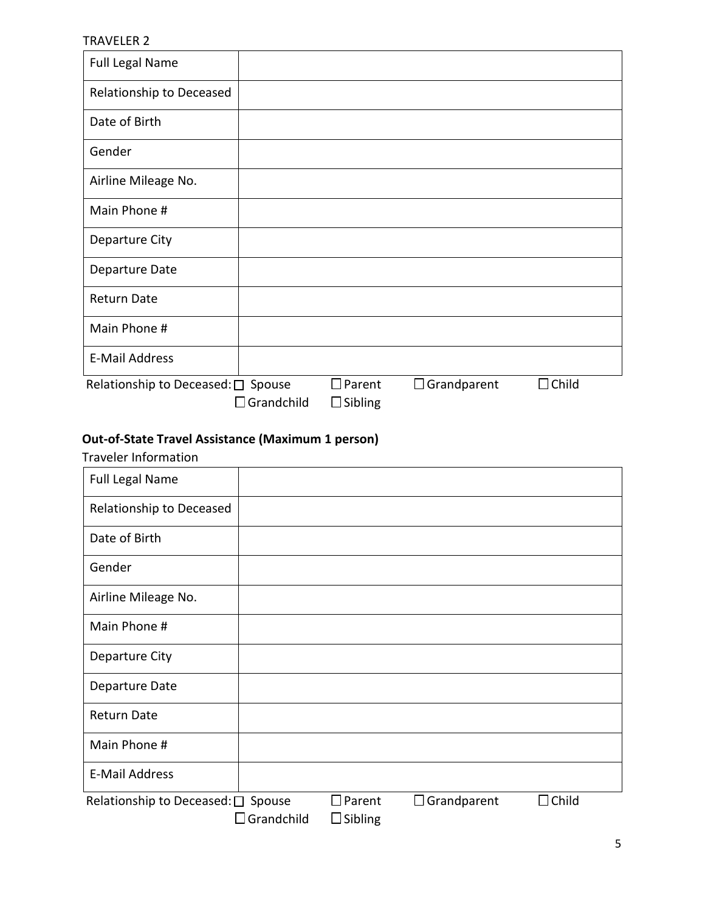TRAVELER 2

| Full Legal Name | |
|---|---|
| Relationship to Deceased | |
| Date of Birth | |
| Gender | |
| Airline Mileage No. | |
| Main Phone # | |
| Departure City | |
| Departure Date | |
| Return Date | |
| Main Phone # | |
| E-Mail Address | |

Relationship to Deceased: ☐ Spouse ☐ Parent ☐ Grandparent ☐ Child ☐ Grandchild ☐ Sibling

**Out-of-State Travel Assistance (Maximum 1 person)**

Traveler Information

| Full Legal Name | |
|---|---|
| Relationship to Deceased | |
| Date of Birth | |
| Gender | |
| Airline Mileage No. | |
| Main Phone # | |
| Departure City | |
| Departure Date | |
| Return Date | |
| Main Phone # | |
| E-Mail Address | |

Relationship to Deceased: ☐ Spouse ☐ Parent ☐ Grandparent ☐ Child ☐ Grandchild ☐ Sibling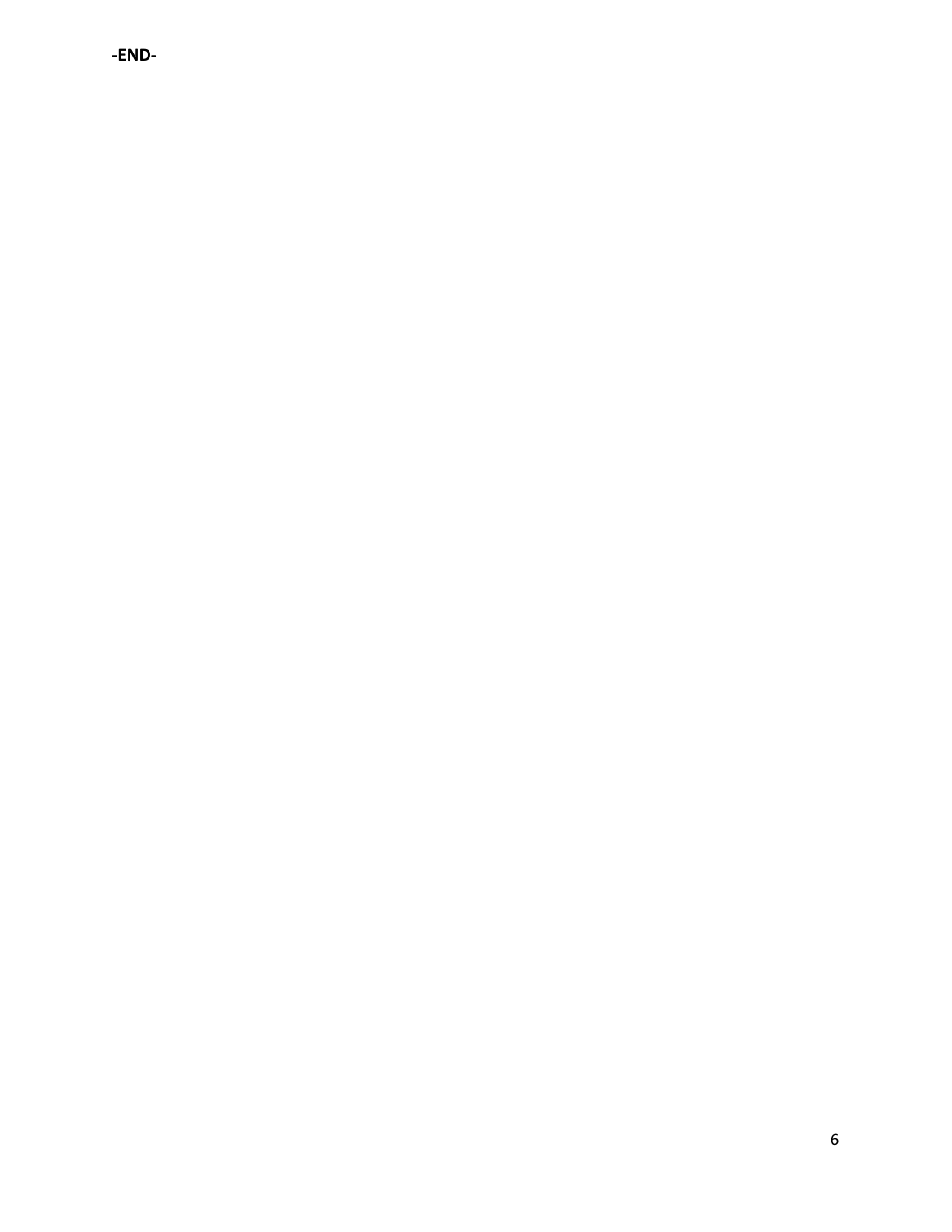**-END-**